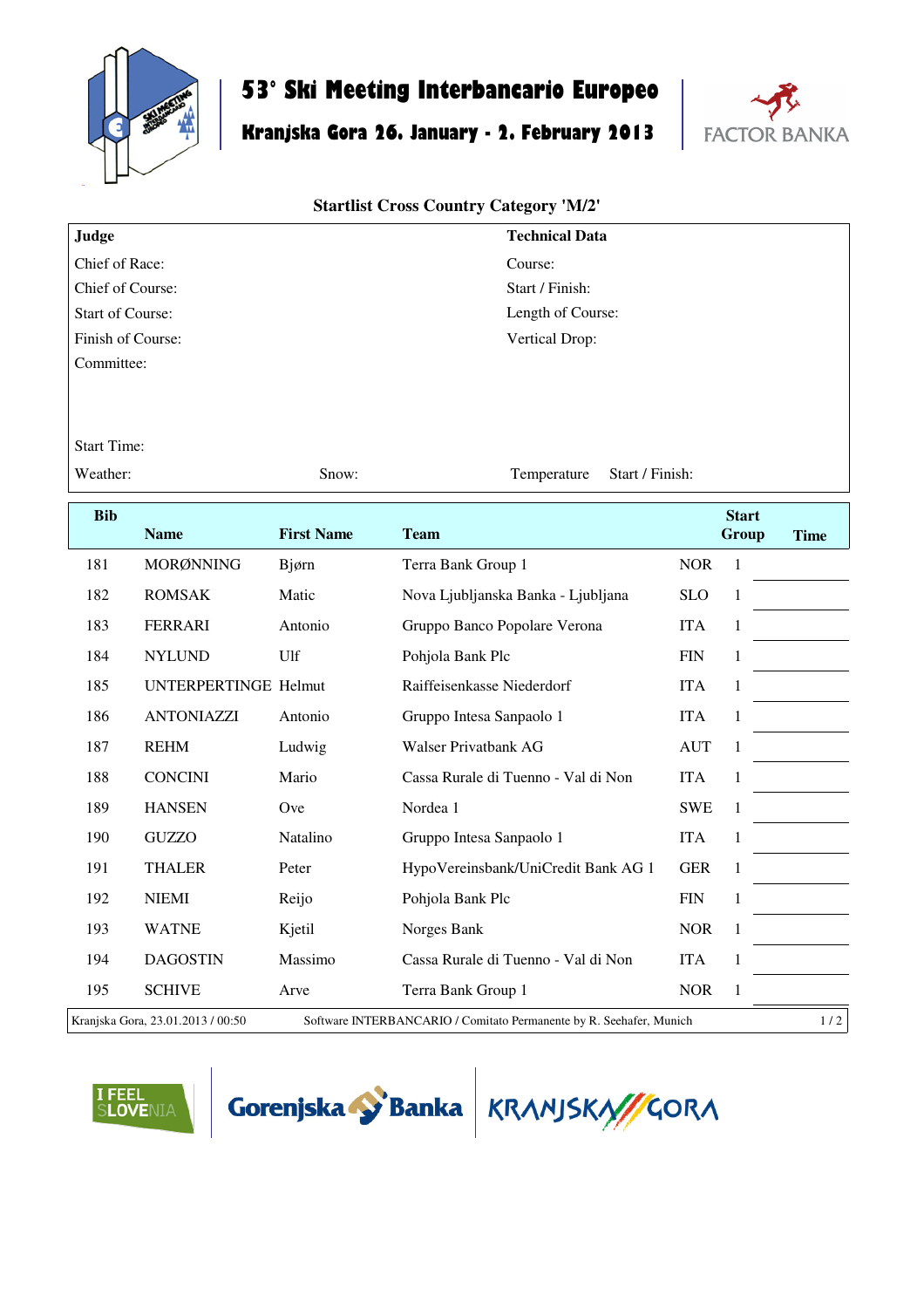# 53° Ski Meeting Interbancario Europeo

## Kranjska Gora 26. January - 2. February 2013

FACTOR BANKA

### Startlist Cross Country Category 'M/2'

| **Judge** | **Technical Data** |
|---|---|
| Chief of Race: | Course: |
| Chief of Course: | Start / Finish: |
| Start of Course: | Length of Course: |
| Finish of Course: | Vertical Drop: |
| Committee: | |
| Start Time: | |
| Weather: Snow: | Temperature Start / Finish: |

| Bib | Name | First Name | Team | | Start Group | Time |
|---|---|---|---|---|---|---|
| 181 | MORØNNING | Bjørn | Terra Bank Group 1 | NOR | 1 | |
| 182 | ROMSAK | Matic | Nova Ljubljanska Banka - Ljubljana | SLO | 1 | |
| 183 | FERRARI | Antonio | Gruppo Banco Popolare Verona | ITA | 1 | |
| 184 | NYLUND | Ulf | Pohjola Bank Plc | FIN | 1 | |
| 185 | UNTERPERTINGE | Helmut | Raiffeisenkasse Niederdorf | ITA | 1 | |
| 186 | ANTONIAZZI | Antonio | Gruppo Intesa Sanpaolo 1 | ITA | 1 | |
| 187 | REHM | Ludwig | Walser Privatbank AG | AUT | 1 | |
| 188 | CONCINI | Mario | Cassa Rurale di Tuenno - Val di Non | ITA | 1 | |
| 189 | HANSEN | Ove | Nordea 1 | SWE | 1 | |
| 190 | GUZZO | Natalino | Gruppo Intesa Sanpaolo 1 | ITA | 1 | |
| 191 | THALER | Peter | HypoVereinsbank/UniCredit Bank AG 1 | GER | 1 | |
| 192 | NIEMI | Reijo | Pohjola Bank Plc | FIN | 1 | |
| 193 | WATNE | Kjetil | Norges Bank | NOR | 1 | |
| 194 | DAGOSTIN | Massimo | Cassa Rurale di Tuenno - Val di Non | ITA | 1 | |
| 195 | SCHIVE | Arve | Terra Bank Group 1 | NOR | 1 | |

Kranjska Gora, 23.01.2013 / 00:50 Software INTERBANCARIO / Comitato Permanente by R. Seehafer, Munich

I FEEL SLOVENIA Gorenjska Banka KRANJSKA GORA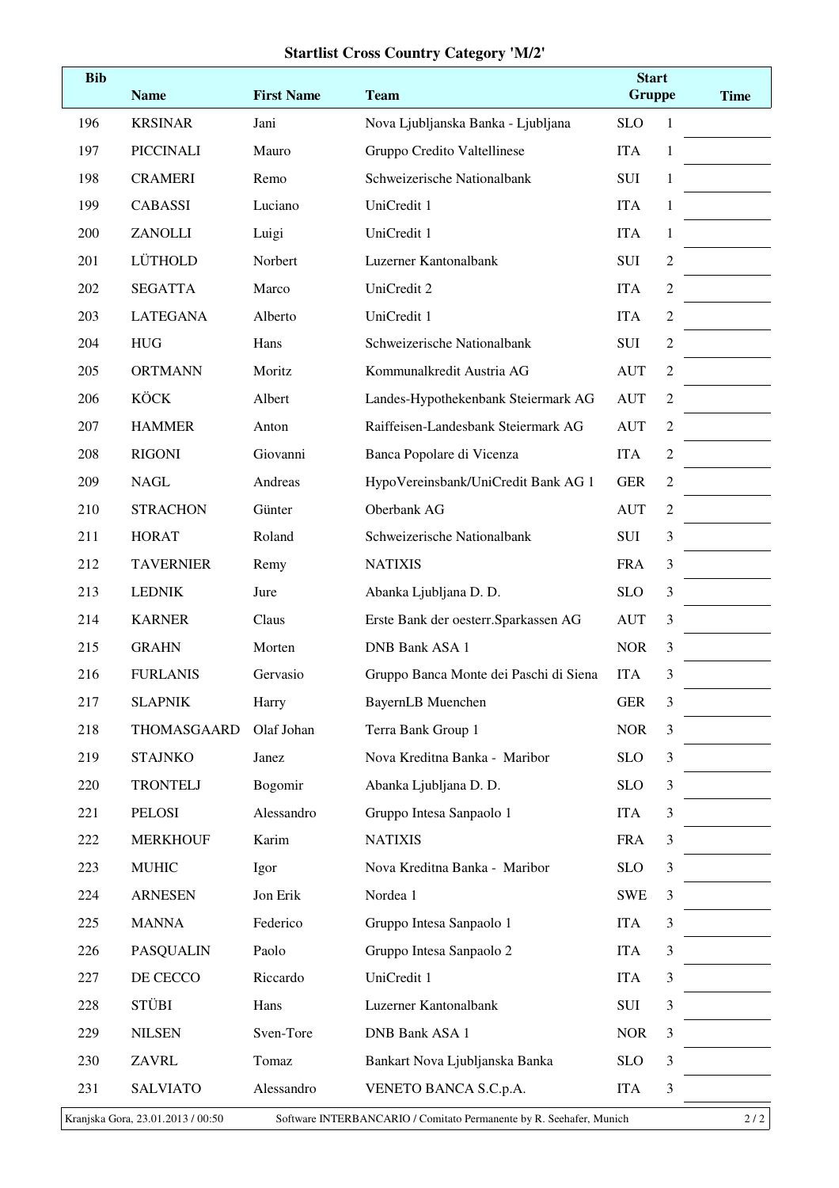# Startlist Cross Country Category 'M/2'

| Bib | Name | First Name | Team | | Start Gruppe | Time |
|---|---|---|---|---|---|---|
| 196 | KRSINAR | Jani | Nova Ljubljanska Banka - Ljubljana | SLO | 1 | |
| 197 | PICCINALI | Mauro | Gruppo Credito Valtellinese | ITA | 1 | |
| 198 | CRAMERI | Remo | Schweizerische Nationalbank | SUI | 1 | |
| 199 | CABASSI | Luciano | UniCredit 1 | ITA | 1 | |
| 200 | ZANOLLI | Luigi | UniCredit 1 | ITA | 1 | |
| 201 | LÜTHOLD | Norbert | Luzerner Kantonalbank | SUI | 2 | |
| 202 | SEGATTA | Marco | UniCredit 2 | ITA | 2 | |
| 203 | LATEGANA | Alberto | UniCredit 1 | ITA | 2 | |
| 204 | HUG | Hans | Schweizerische Nationalbank | SUI | 2 | |
| 205 | ORTMANN | Moritz | Kommunalkredit Austria AG | AUT | 2 | |
| 206 | KÖCK | Albert | Landes-Hypothekenbank Steiermark AG | AUT | 2 | |
| 207 | HAMMER | Anton | Raiffeisen-Landesbank Steiermark AG | AUT | 2 | |
| 208 | RIGONI | Giovanni | Banca Popolare di Vicenza | ITA | 2 | |
| 209 | NAGL | Andreas | HypoVereinsbank/UniCredit Bank AG 1 | GER | 2 | |
| 210 | STRACHON | Günter | Oberbank AG | AUT | 2 | |
| 211 | HORAT | Roland | Schweizerische Nationalbank | SUI | 3 | |
| 212 | TAVERNIER | Remy | NATIXIS | FRA | 3 | |
| 213 | LEDNIK | Jure | Abanka Ljubljana D. D. | SLO | 3 | |
| 214 | KARNER | Claus | Erste Bank der oesterr.Sparkassen AG | AUT | 3 | |
| 215 | GRAHN | Morten | DNB Bank ASA 1 | NOR | 3 | |
| 216 | FURLANIS | Gervasio | Gruppo Banca Monte dei Paschi di Siena | ITA | 3 | |
| 217 | SLAPNIK | Harry | BayernLB Muenchen | GER | 3 | |
| 218 | THOMASGAARD | Olaf Johan | Terra Bank Group 1 | NOR | 3 | |
| 219 | STAJNKO | Janez | Nova Kreditna Banka - Maribor | SLO | 3 | |
| 220 | TRONTELJ | Bogomir | Abanka Ljubljana D. D. | SLO | 3 | |
| 221 | PELOSI | Alessandro | Gruppo Intesa Sanpaolo 1 | ITA | 3 | |
| 222 | MERKHOUF | Karim | NATIXIS | FRA | 3 | |
| 223 | MUHIC | Igor | Nova Kreditna Banka - Maribor | SLO | 3 | |
| 224 | ARNESEN | Jon Erik | Nordea 1 | SWE | 3 | |
| 225 | MANNA | Federico | Gruppo Intesa Sanpaolo 1 | ITA | 3 | |
| 226 | PASQUALIN | Paolo | Gruppo Intesa Sanpaolo 2 | ITA | 3 | |
| 227 | DE CECCO | Riccardo | UniCredit 1 | ITA | 3 | |
| 228 | STÜBI | Hans | Luzerner Kantonalbank | SUI | 3 | |
| 229 | NILSEN | Sven-Tore | DNB Bank ASA 1 | NOR | 3 | |
| 230 | ZAVRL | Tomaz | Bankart Nova Ljubljanska Banka | SLO | 3 | |
| 231 | SALVIATO | Alessandro | VENETO BANCA S.C.p.A. | ITA | 3 | |

Kranjska Gora, 23.01.2013 / 00:50 Software INTERBANCARIO / Comitato Permanente by R. Seehafer, Munich